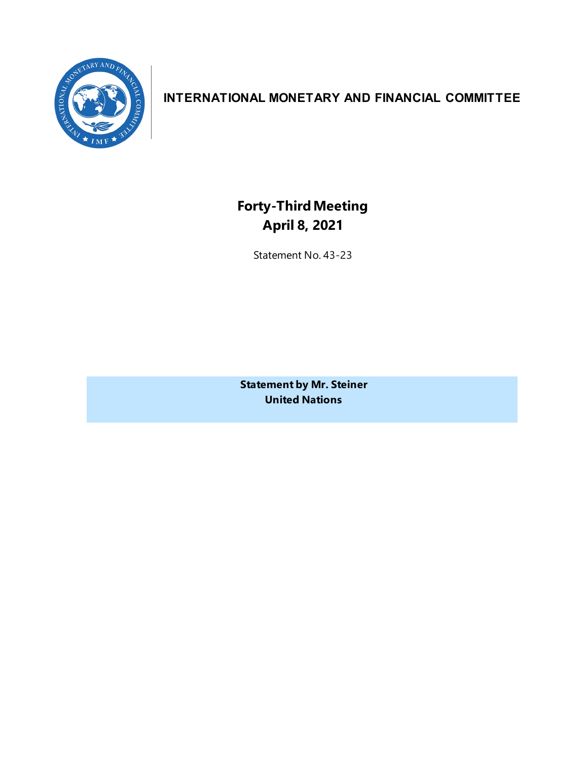# INTERNATIONAL MONETARY AND FINANCIAL COMMITTEE

## Forty-Third Meeting
## April 8, 2021

Statement No. 43-23

**Statement by Mr. Steiner**
**United Nations**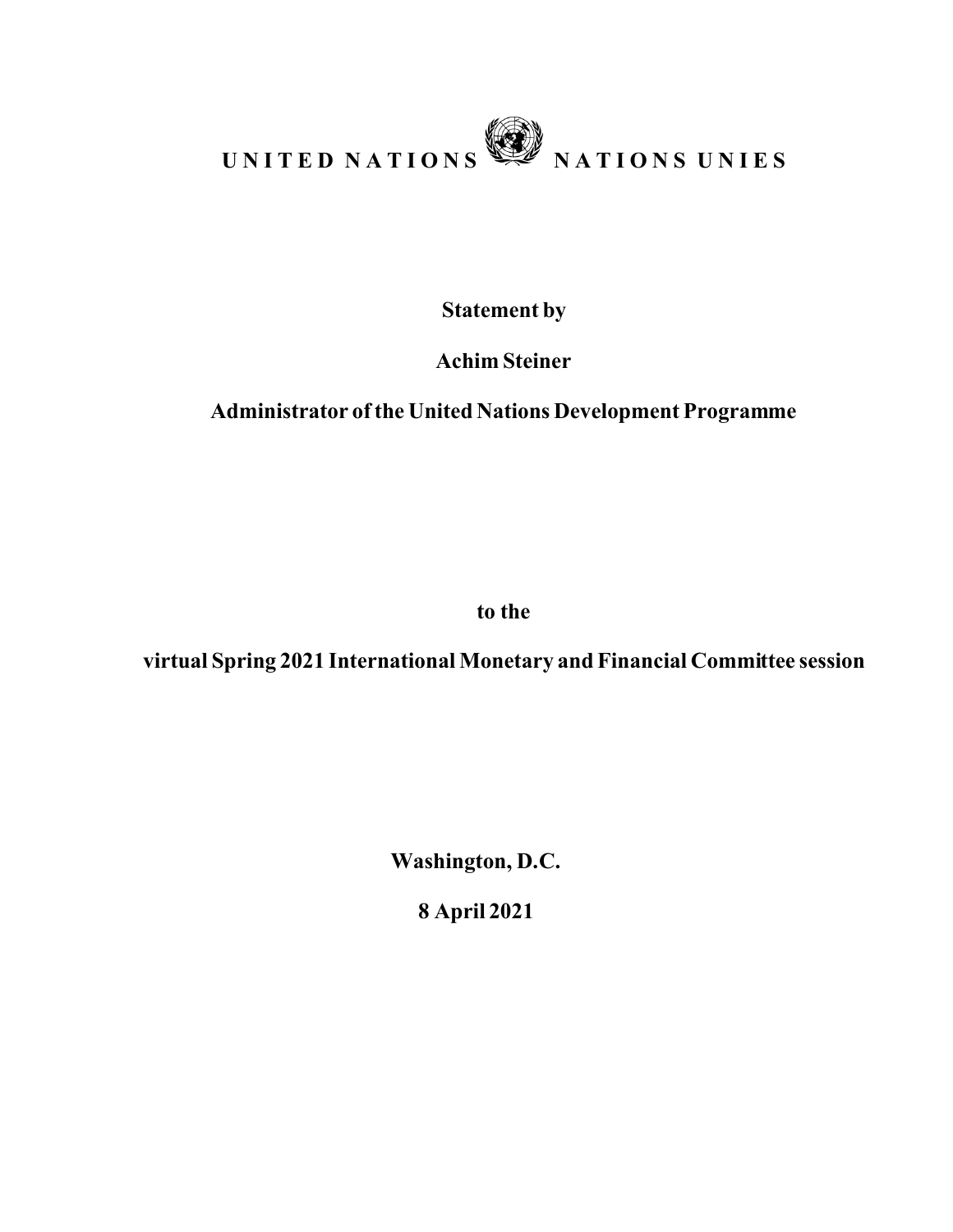**UNITED NATIONS NATIONS UNIES**

**Statement by**

**Achim Steiner**

**Administrator of the United Nations Development Programme**

**to the**

**virtual Spring 2021 International Monetary and Financial Committee session**

**Washington, D.C.**

**8 April 2021**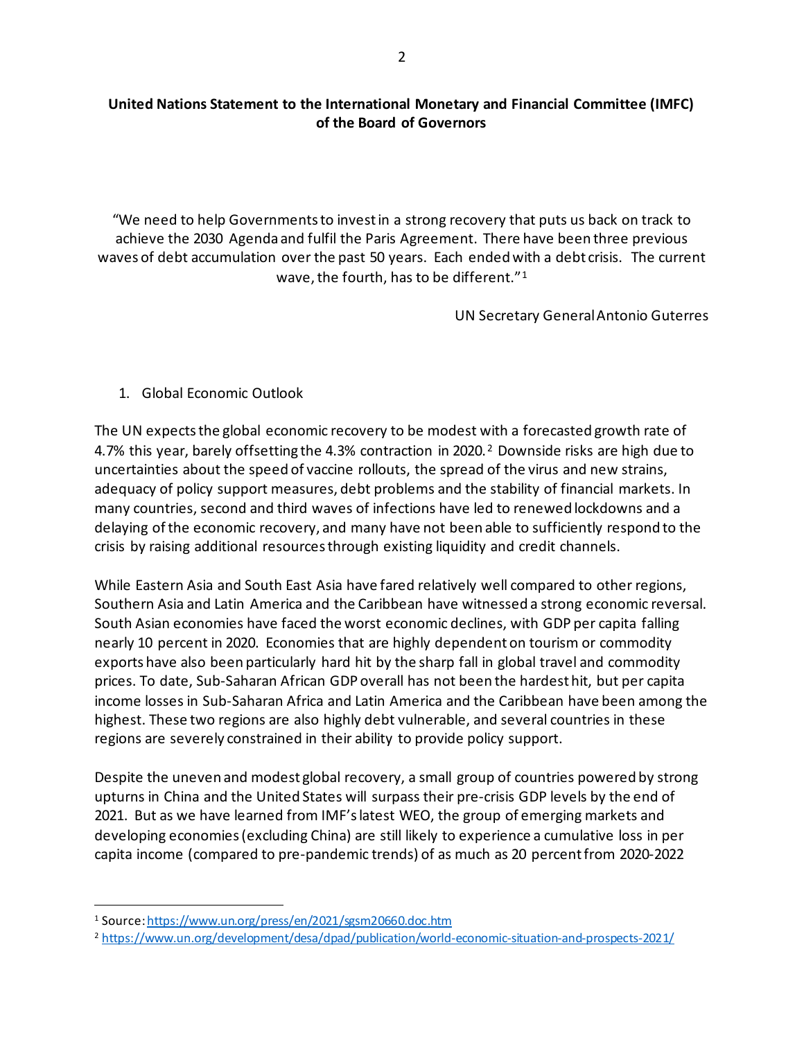**United Nations Statement to the International Monetary and Financial Committee (IMFC) of the Board of Governors**

"We need to help Governments to invest in a strong recovery that puts us back on track to achieve the 2030 Agenda and fulfil the Paris Agreement. There have been three previous waves of debt accumulation over the past 50 years. Each ended with a debt crisis. The current wave, the fourth, has to be different."[1]

UN Secretary General Antonio Guterres

1. Global Economic Outlook

The UN expects the global economic recovery to be modest with a forecasted growth rate of 4.7% this year, barely offsetting the 4.3% contraction in 2020.[2] Downside risks are high due to uncertainties about the speed of vaccine rollouts, the spread of the virus and new strains, adequacy of policy support measures, debt problems and the stability of financial markets. In many countries, second and third waves of infections have led to renewed lockdowns and a delaying of the economic recovery, and many have not been able to sufficiently respond to the crisis by raising additional resources through existing liquidity and credit channels.

While Eastern Asia and South East Asia have fared relatively well compared to other regions, Southern Asia and Latin America and the Caribbean have witnessed a strong economic reversal. South Asian economies have faced the worst economic declines, with GDP per capita falling nearly 10 percent in 2020. Economies that are highly dependent on tourism or commodity exports have also been particularly hard hit by the sharp fall in global travel and commodity prices. To date, Sub-Saharan African GDP overall has not been the hardest hit, but per capita income losses in Sub-Saharan Africa and Latin America and the Caribbean have been among the highest. These two regions are also highly debt vulnerable, and several countries in these regions are severely constrained in their ability to provide policy support.

Despite the uneven and modest global recovery, a small group of countries powered by strong upturns in China and the United States will surpass their pre-crisis GDP levels by the end of 2021. But as we have learned from IMF's latest WEO, the group of emerging markets and developing economies (excluding China) are still likely to experience a cumulative loss in per capita income (compared to pre-pandemic trends) of as much as 20 percent from 2020-2022

---

[1] Source: https://www.un.org/press/en/2021/sgsm20660.doc.htm

[2] https://www.un.org/development/desa/dpad/publication/world-economic-situation-and-prospects-2021/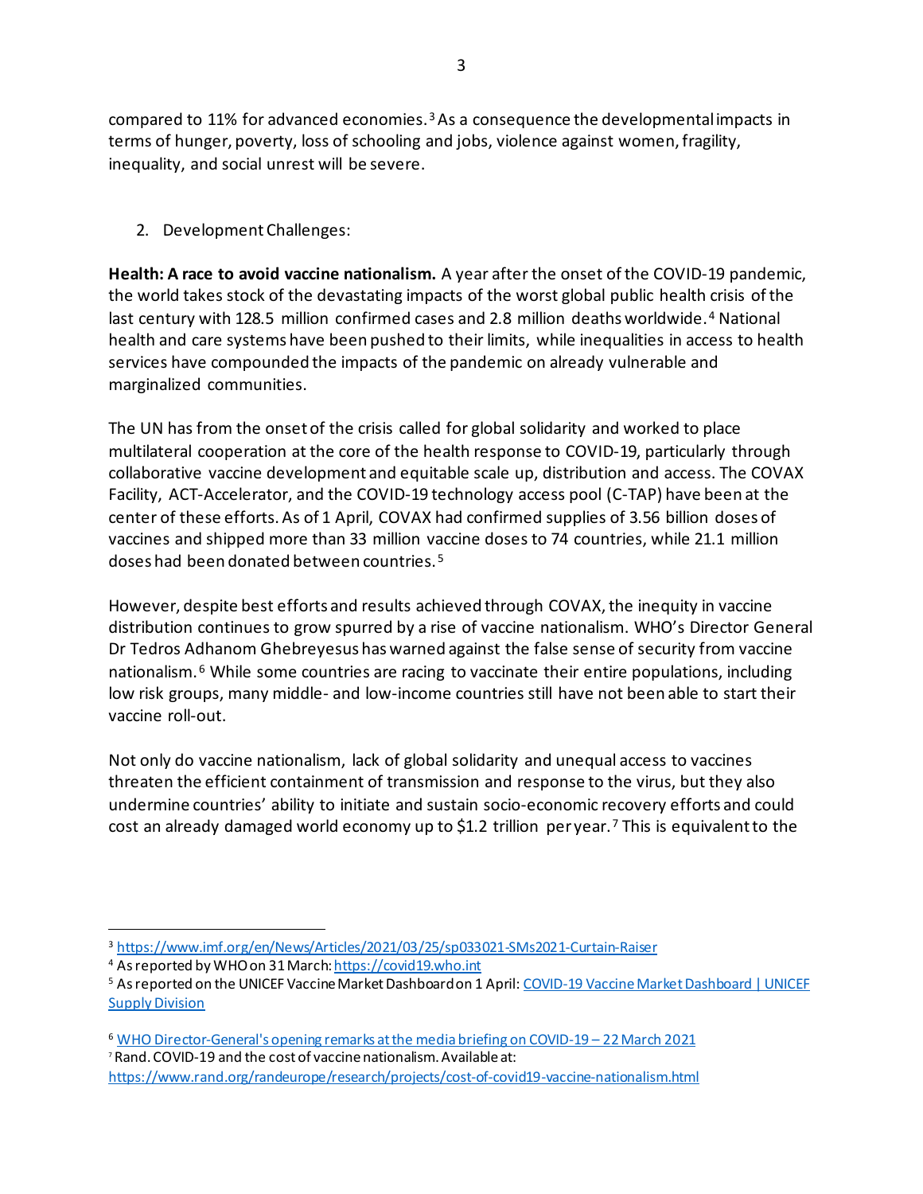compared to 11% for advanced economies.[3] As a consequence the developmental impacts in terms of hunger, poverty, loss of schooling and jobs, violence against women, fragility, inequality, and social unrest will be severe.

2. Development Challenges:

**Health: A race to avoid vaccine nationalism.** A year after the onset of the COVID-19 pandemic, the world takes stock of the devastating impacts of the worst global public health crisis of the last century with 128.5 million confirmed cases and 2.8 million deaths worldwide.[4] National health and care systems have been pushed to their limits, while inequalities in access to health services have compounded the impacts of the pandemic on already vulnerable and marginalized communities.

The UN has from the onset of the crisis called for global solidarity and worked to place multilateral cooperation at the core of the health response to COVID-19, particularly through collaborative vaccine development and equitable scale up, distribution and access. The COVAX Facility, ACT-Accelerator, and the COVID-19 technology access pool (C-TAP) have been at the center of these efforts. As of 1 April, COVAX had confirmed supplies of 3.56 billion doses of vaccines and shipped more than 33 million vaccine doses to 74 countries, while 21.1 million doses had been donated between countries.[5]

However, despite best efforts and results achieved through COVAX, the inequity in vaccine distribution continues to grow spurred by a rise of vaccine nationalism. WHO's Director General Dr Tedros Adhanom Ghebreyesus has warned against the false sense of security from vaccine nationalism.[6] While some countries are racing to vaccinate their entire populations, including low risk groups, many middle- and low-income countries still have not been able to start their vaccine roll-out.

Not only do vaccine nationalism, lack of global solidarity and unequal access to vaccines threaten the efficient containment of transmission and response to the virus, but they also undermine countries' ability to initiate and sustain socio-economic recovery efforts and could cost an already damaged world economy up to $1.2 trillion per year.[7] This is equivalent to the

---

[3] https://www.imf.org/en/News/Articles/2021/03/25/sp033021-SMs2021-Curtain-Raiser

[4] As reported by WHO on 31 March: https://covid19.who.int

[5] As reported on the UNICEF Vaccine Market Dashboard on 1 April: COVID-19 Vaccine Market Dashboard | UNICEF Supply Division

[6] WHO Director-General's opening remarks at the media briefing on COVID-19 – 22 March 2021

[7] Rand. COVID-19 and the cost of vaccine nationalism. Available at: https://www.rand.org/randeurope/research/projects/cost-of-covid19-vaccine-nationalism.html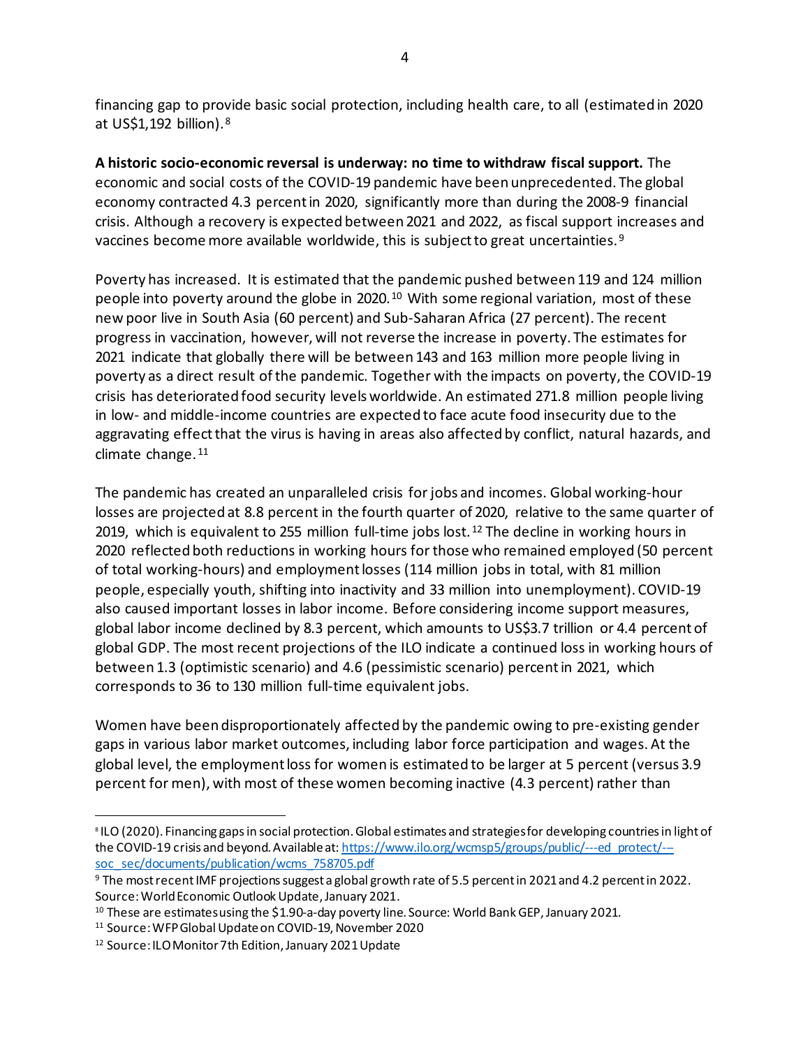financing gap to provide basic social protection, including health care, to all (estimated in 2020 at US$1,192 billion).[8]

**A historic socio-economic reversal is underway: no time to withdraw fiscal support.** The economic and social costs of the COVID-19 pandemic have been unprecedented. The global economy contracted 4.3 percent in 2020, significantly more than during the 2008-9 financial crisis. Although a recovery is expected between 2021 and 2022, as fiscal support increases and vaccines become more available worldwide, this is subject to great uncertainties.[9]

Poverty has increased. It is estimated that the pandemic pushed between 119 and 124 million people into poverty around the globe in 2020.[10] With some regional variation, most of these new poor live in South Asia (60 percent) and Sub-Saharan Africa (27 percent). The recent progress in vaccination, however, will not reverse the increase in poverty. The estimates for 2021 indicate that globally there will be between 143 and 163 million more people living in poverty as a direct result of the pandemic. Together with the impacts on poverty, the COVID-19 crisis has deteriorated food security levels worldwide. An estimated 271.8 million people living in low- and middle-income countries are expected to face acute food insecurity due to the aggravating effect that the virus is having in areas also affected by conflict, natural hazards, and climate change.[11]

The pandemic has created an unparalleled crisis for jobs and incomes. Global working-hour losses are projected at 8.8 percent in the fourth quarter of 2020, relative to the same quarter of 2019, which is equivalent to 255 million full-time jobs lost.[12] The decline in working hours in 2020 reflected both reductions in working hours for those who remained employed (50 percent of total working-hours) and employment losses (114 million jobs in total, with 81 million people, especially youth, shifting into inactivity and 33 million into unemployment). COVID-19 also caused important losses in labor income. Before considering income support measures, global labor income declined by 8.3 percent, which amounts to US$3.7 trillion or 4.4 percent of global GDP. The most recent projections of the ILO indicate a continued loss in working hours of between 1.3 (optimistic scenario) and 4.6 (pessimistic scenario) percent in 2021, which corresponds to 36 to 130 million full-time equivalent jobs.

Women have been disproportionately affected by the pandemic owing to pre-existing gender gaps in various labor market outcomes, including labor force participation and wages. At the global level, the employment loss for women is estimated to be larger at 5 percent (versus 3.9 percent for men), with most of these women becoming inactive (4.3 percent) rather than

---

[8] ILO (2020). Financing gaps in social protection. Global estimates and strategies for developing countries in light of the COVID-19 crisis and beyond. Available at: https://www.ilo.org/wcmsp5/groups/public/---ed_protect/---soc_sec/documents/publication/wcms_758705.pdf

[9] The most recent IMF projections suggest a global growth rate of 5.5 percent in 2021 and 4.2 percent in 2022. Source: World Economic Outlook Update, January 2021.

[10] These are estimates using the $1.90-a-day poverty line. Source: World Bank GEP, January 2021.

[11] Source: WFP Global Update on COVID-19, November 2020

[12] Source: ILO Monitor 7th Edition, January 2021 Update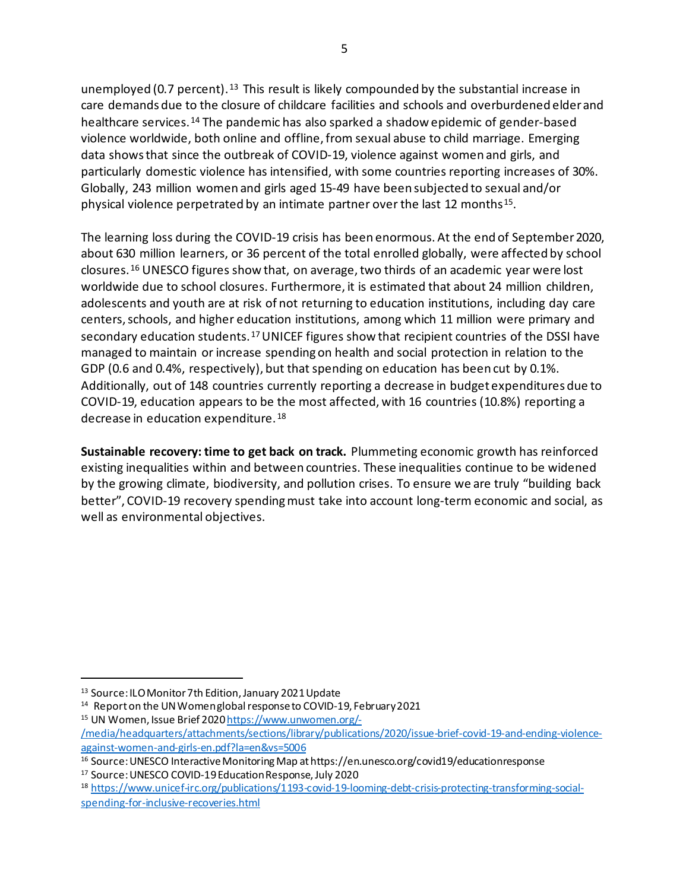unemployed (0.7 percent).[13] This result is likely compounded by the substantial increase in care demands due to the closure of childcare facilities and schools and overburdened elder and healthcare services.[14] The pandemic has also sparked a shadow epidemic of gender-based violence worldwide, both online and offline, from sexual abuse to child marriage. Emerging data shows that since the outbreak of COVID-19, violence against women and girls, and particularly domestic violence has intensified, with some countries reporting increases of 30%. Globally, 243 million women and girls aged 15-49 have been subjected to sexual and/or physical violence perpetrated by an intimate partner over the last 12 months[15].

The learning loss during the COVID-19 crisis has been enormous. At the end of September 2020, about 630 million learners, or 36 percent of the total enrolled globally, were affected by school closures.[16] UNESCO figures show that, on average, two thirds of an academic year were lost worldwide due to school closures. Furthermore, it is estimated that about 24 million children, adolescents and youth are at risk of not returning to education institutions, including day care centers, schools, and higher education institutions, among which 11 million were primary and secondary education students.[17] UNICEF figures show that recipient countries of the DSSI have managed to maintain or increase spending on health and social protection in relation to the GDP (0.6 and 0.4%, respectively), but that spending on education has been cut by 0.1%. Additionally, out of 148 countries currently reporting a decrease in budget expenditures due to COVID-19, education appears to be the most affected, with 16 countries (10.8%) reporting a decrease in education expenditure.[18]

**Sustainable recovery: time to get back on track.** Plummeting economic growth has reinforced existing inequalities within and between countries. These inequalities continue to be widened by the growing climate, biodiversity, and pollution crises. To ensure we are truly "building back better", COVID-19 recovery spending must take into account long-term economic and social, as well as environmental objectives.

---

[13] Source: ILO Monitor 7th Edition, January 2021 Update

[14] Report on the UN Women global response to COVID-19, February 2021

[15] UN Women, Issue Brief 2020 https://www.unwomen.org/-/media/headquarters/attachments/sections/library/publications/2020/issue-brief-covid-19-and-ending-violence-against-women-and-girls-en.pdf?la=en&vs=5006

[16] Source: UNESCO Interactive Monitoring Map at https://en.unesco.org/covid19/educationresponse

[17] Source: UNESCO COVID-19 Education Response, July 2020

[18] https://www.unicef-irc.org/publications/1193-covid-19-looming-debt-crisis-protecting-transforming-social-spending-for-inclusive-recoveries.html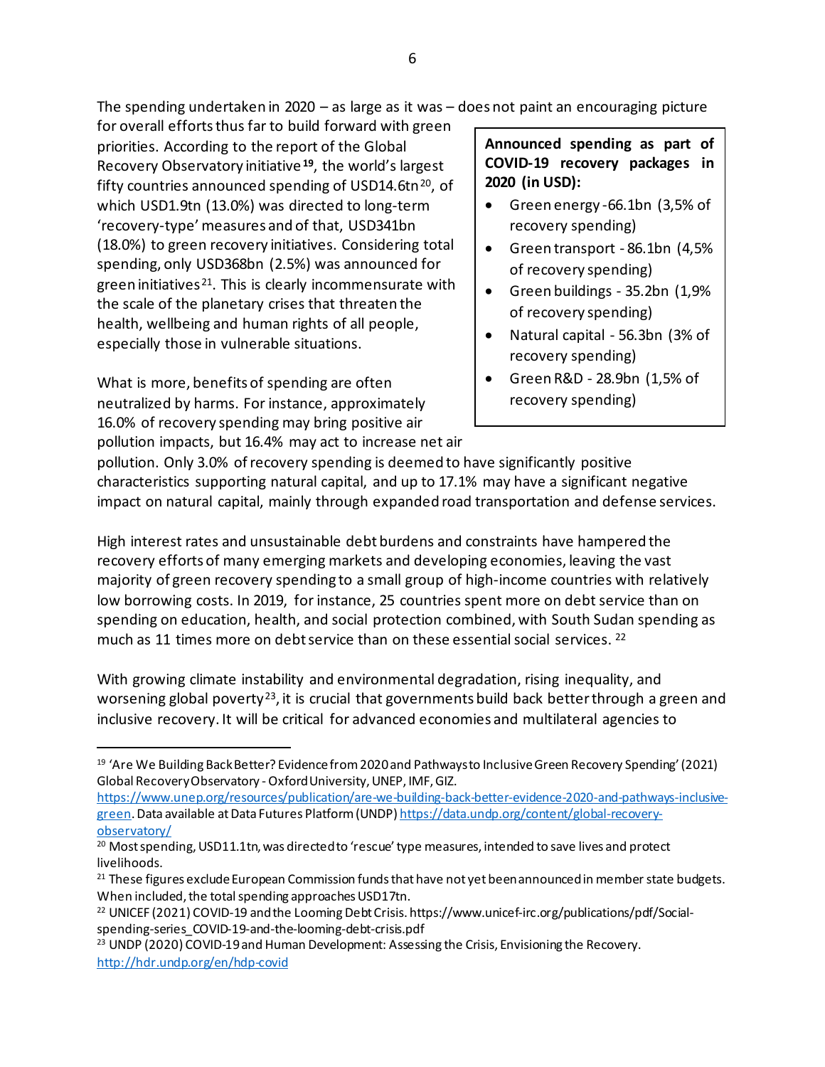The spending undertaken in 2020 – as large as it was – does not paint an encouraging picture for overall efforts thus far to build forward with green priorities. According to the report of the Global Recovery Observatory initiative[19], the world's largest fifty countries announced spending of USD14.6tn[20], of which USD1.9tn (13.0%) was directed to long-term 'recovery-type' measures and of that, USD341bn (18.0%) to green recovery initiatives. Considering total spending, only USD368bn (2.5%) was announced for green initiatives[21]. This is clearly incommensurate with the scale of the planetary crises that threaten the health, wellbeing and human rights of all people, especially those in vulnerable situations.

> **Announced spending as part of COVID-19 recovery packages in 2020 (in USD):**
>
> - Green energy -66.1bn (3,5% of recovery spending)
> - Green transport - 86.1bn (4,5% of recovery spending)
> - Green buildings - 35.2bn (1,9% of recovery spending)
> - Natural capital - 56.3bn (3% of recovery spending)
> - Green R&D - 28.9bn (1,5% of recovery spending)

What is more, benefits of spending are often neutralized by harms. For instance, approximately 16.0% of recovery spending may bring positive air pollution impacts, but 16.4% may act to increase net air pollution. Only 3.0% of recovery spending is deemed to have significantly positive characteristics supporting natural capital, and up to 17.1% may have a significant negative impact on natural capital, mainly through expanded road transportation and defense services.

High interest rates and unsustainable debt burdens and constraints have hampered the recovery efforts of many emerging markets and developing economies, leaving the vast majority of green recovery spending to a small group of high-income countries with relatively low borrowing costs. In 2019, for instance, 25 countries spent more on debt service than on spending on education, health, and social protection combined, with South Sudan spending as much as 11 times more on debt service than on these essential social services. [22]

With growing climate instability and environmental degradation, rising inequality, and worsening global poverty[23], it is crucial that governments build back better through a green and inclusive recovery. It will be critical for advanced economies and multilateral agencies to

---

[19] 'Are We Building Back Better? Evidence from 2020 and Pathways to Inclusive Green Recovery Spending' (2021) Global Recovery Observatory - Oxford University, UNEP, IMF, GIZ. https://www.unep.org/resources/publication/are-we-building-back-better-evidence-2020-and-pathways-inclusive-green. Data available at Data Futures Platform (UNDP) https://data.undp.org/content/global-recovery-observatory/

[20] Most spending, USD11.1tn, was directed to 'rescue' type measures, intended to save lives and protect livelihoods.

[21] These figures exclude European Commission funds that have not yet been announced in member state budgets. When included, the total spending approaches USD17tn.

[22] UNICEF (2021) COVID-19 and the Looming Debt Crisis. https://www.unicef-irc.org/publications/pdf/Social-spending-series_COVID-19-and-the-looming-debt-crisis.pdf

[23] UNDP (2020) COVID-19 and Human Development: Assessing the Crisis, Envisioning the Recovery. http://hdr.undp.org/en/hdp-covid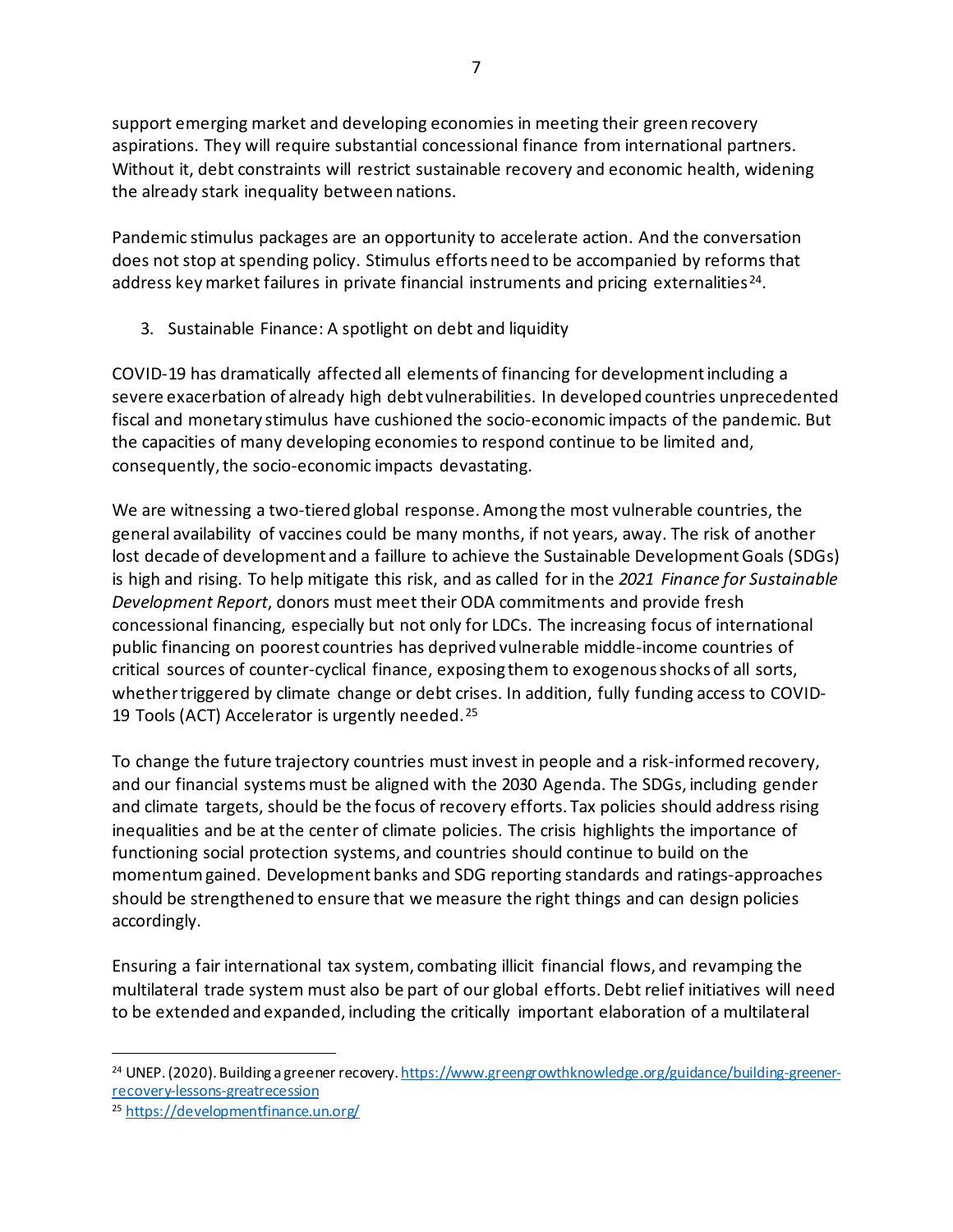support emerging market and developing economies in meeting their green recovery aspirations. They will require substantial concessional finance from international partners. Without it, debt constraints will restrict sustainable recovery and economic health, widening the already stark inequality between nations.

Pandemic stimulus packages are an opportunity to accelerate action. And the conversation does not stop at spending policy. Stimulus efforts need to be accompanied by reforms that address key market failures in private financial instruments and pricing externalities[24].

## 3. Sustainable Finance: A spotlight on debt and liquidity

COVID-19 has dramatically affected all elements of financing for development including a severe exacerbation of already high debt vulnerabilities. In developed countries unprecedented fiscal and monetary stimulus have cushioned the socio-economic impacts of the pandemic. But the capacities of many developing economies to respond continue to be limited and, consequently, the socio-economic impacts devastating.

We are witnessing a two-tiered global response. Among the most vulnerable countries, the general availability of vaccines could be many months, if not years, away. The risk of another lost decade of development and a faillure to achieve the Sustainable Development Goals (SDGs) is high and rising. To help mitigate this risk, and as called for in the *2021 Finance for Sustainable Development Report*, donors must meet their ODA commitments and provide fresh concessional financing, especially but not only for LDCs. The increasing focus of international public financing on poorest countries has deprived vulnerable middle-income countries of critical sources of counter-cyclical finance, exposing them to exogenous shocks of all sorts, whether triggered by climate change or debt crises. In addition, fully funding access to COVID-19 Tools (ACT) Accelerator is urgently needed.[25]

To change the future trajectory countries must invest in people and a risk-informed recovery, and our financial systems must be aligned with the 2030 Agenda. The SDGs, including gender and climate targets, should be the focus of recovery efforts. Tax policies should address rising inequalities and be at the center of climate policies. The crisis highlights the importance of functioning social protection systems, and countries should continue to build on the momentum gained. Development banks and SDG reporting standards and ratings-approaches should be strengthened to ensure that we measure the right things and can design policies accordingly.

Ensuring a fair international tax system, combating illicit financial flows, and revamping the multilateral trade system must also be part of our global efforts. Debt relief initiatives will need to be extended and expanded, including the critically important elaboration of a multilateral

---

[24] UNEP. (2020). Building a greener recovery. https://www.greengrowthknowledge.org/guidance/building-greener-recovery-lessons-greatrecession

[25] https://developmentfinance.un.org/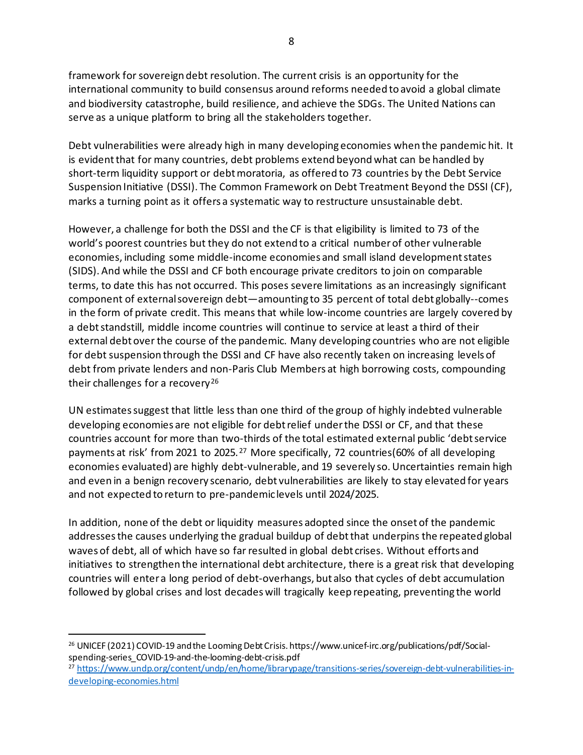framework for sovereign debt resolution. The current crisis is an opportunity for the international community to build consensus around reforms needed to avoid a global climate and biodiversity catastrophe, build resilience, and achieve the SDGs. The United Nations can serve as a unique platform to bring all the stakeholders together.

Debt vulnerabilities were already high in many developing economies when the pandemic hit. It is evident that for many countries, debt problems extend beyond what can be handled by short-term liquidity support or debt moratoria, as offered to 73 countries by the Debt Service Suspension Initiative (DSSI). The Common Framework on Debt Treatment Beyond the DSSI (CF), marks a turning point as it offers a systematic way to restructure unsustainable debt.

However, a challenge for both the DSSI and the CF is that eligibility is limited to 73 of the world's poorest countries but they do not extend to a critical number of other vulnerable economies, including some middle-income economies and small island development states (SIDS). And while the DSSI and CF both encourage private creditors to join on comparable terms, to date this has not occurred. This poses severe limitations as an increasingly significant component of external sovereign debt—amounting to 35 percent of total debt globally--comes in the form of private credit. This means that while low-income countries are largely covered by a debt standstill, middle income countries will continue to service at least a third of their external debt over the course of the pandemic. Many developing countries who are not eligible for debt suspension through the DSSI and CF have also recently taken on increasing levels of debt from private lenders and non-Paris Club Members at high borrowing costs, compounding their challenges for a recovery[26]

UN estimates suggest that little less than one third of the group of highly indebted vulnerable developing economies are not eligible for debt relief under the DSSI or CF, and that these countries account for more than two-thirds of the total estimated external public 'debt service payments at risk' from 2021 to 2025.[27] More specifically, 72 countries(60% of all developing economies evaluated) are highly debt-vulnerable, and 19 severely so. Uncertainties remain high and even in a benign recovery scenario, debt vulnerabilities are likely to stay elevated for years and not expected to return to pre-pandemic levels until 2024/2025.

In addition, none of the debt or liquidity measures adopted since the onset of the pandemic addresses the causes underlying the gradual buildup of debt that underpins the repeated global waves of debt, all of which have so far resulted in global debt crises. Without efforts and initiatives to strengthen the international debt architecture, there is a great risk that developing countries will enter a long period of debt-overhangs, but also that cycles of debt accumulation followed by global crises and lost decades will tragically keep repeating, preventing the world

---

[26] UNICEF (2021) COVID-19 and the Looming Debt Crisis. https://www.unicef-irc.org/publications/pdf/Social-spending-series_COVID-19-and-the-looming-debt-crisis.pdf

[27] https://www.undp.org/content/undp/en/home/librarypage/transitions-series/sovereign-debt-vulnerabilities-in-developing-economies.html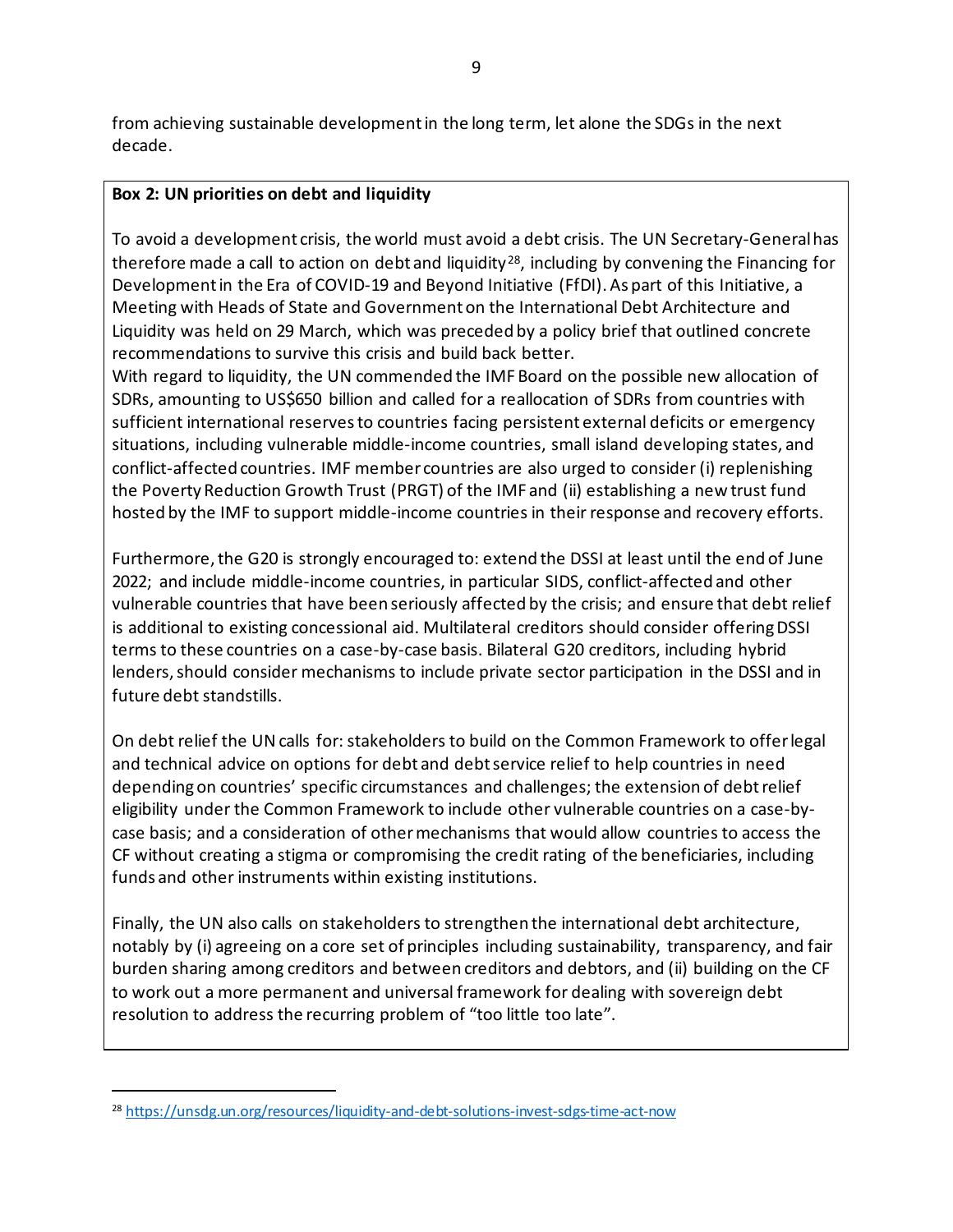from achieving sustainable development in the long term, let alone the SDGs in the next decade.

**Box 2: UN priorities on debt and liquidity**

To avoid a development crisis, the world must avoid a debt crisis. The UN Secretary-General has therefore made a call to action on debt and liquidity[28], including by convening the Financing for Development in the Era of COVID-19 and Beyond Initiative (FfDI). As part of this Initiative, a Meeting with Heads of State and Government on the International Debt Architecture and Liquidity was held on 29 March, which was preceded by a policy brief that outlined concrete recommendations to survive this crisis and build back better.

With regard to liquidity, the UN commended the IMF Board on the possible new allocation of SDRs, amounting to US$650 billion and called for a reallocation of SDRs from countries with sufficient international reserves to countries facing persistent external deficits or emergency situations, including vulnerable middle-income countries, small island developing states, and conflict-affected countries. IMF member countries are also urged to consider (i) replenishing the Poverty Reduction Growth Trust (PRGT) of the IMF and (ii) establishing a new trust fund hosted by the IMF to support middle-income countries in their response and recovery efforts.

Furthermore, the G20 is strongly encouraged to: extend the DSSI at least until the end of June 2022; and include middle-income countries, in particular SIDS, conflict-affected and other vulnerable countries that have been seriously affected by the crisis; and ensure that debt relief is additional to existing concessional aid. Multilateral creditors should consider offering DSSI terms to these countries on a case-by-case basis. Bilateral G20 creditors, including hybrid lenders, should consider mechanisms to include private sector participation in the DSSI and in future debt standstills.

On debt relief the UN calls for: stakeholders to build on the Common Framework to offer legal and technical advice on options for debt and debt service relief to help countries in need depending on countries' specific circumstances and challenges; the extension of debt relief eligibility under the Common Framework to include other vulnerable countries on a case-by-case basis; and a consideration of other mechanisms that would allow countries to access the CF without creating a stigma or compromising the credit rating of the beneficiaries, including funds and other instruments within existing institutions.

Finally, the UN also calls on stakeholders to strengthen the international debt architecture, notably by (i) agreeing on a core set of principles including sustainability, transparency, and fair burden sharing among creditors and between creditors and debtors, and (ii) building on the CF to work out a more permanent and universal framework for dealing with sovereign debt resolution to address the recurring problem of "too little too late".

---

[28] https://unsdg.un.org/resources/liquidity-and-debt-solutions-invest-sdgs-time-act-now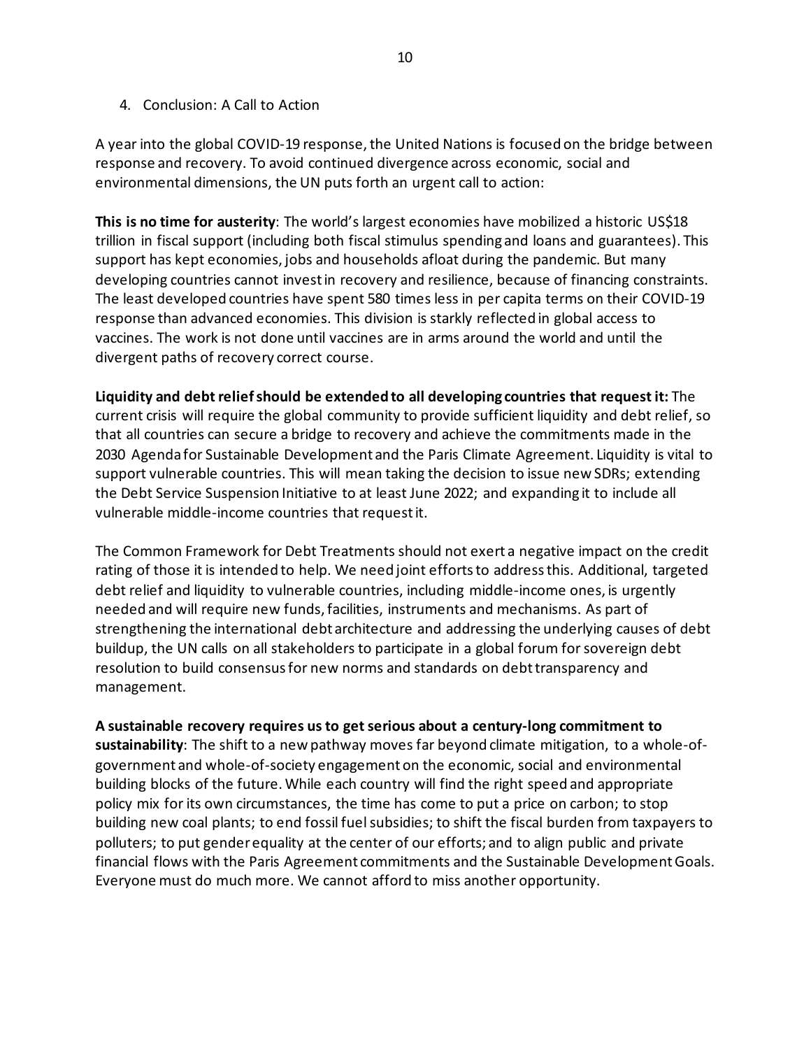## 4. Conclusion: A Call to Action

A year into the global COVID-19 response, the United Nations is focused on the bridge between response and recovery. To avoid continued divergence across economic, social and environmental dimensions, the UN puts forth an urgent call to action:

**This is no time for austerity**: The world's largest economies have mobilized a historic US$18 trillion in fiscal support (including both fiscal stimulus spending and loans and guarantees). This support has kept economies, jobs and households afloat during the pandemic. But many developing countries cannot invest in recovery and resilience, because of financing constraints. The least developed countries have spent 580 times less in per capita terms on their COVID-19 response than advanced economies. This division is starkly reflected in global access to vaccines. The work is not done until vaccines are in arms around the world and until the divergent paths of recovery correct course.

**Liquidity and debt relief should be extended to all developing countries that request it:** The current crisis will require the global community to provide sufficient liquidity and debt relief, so that all countries can secure a bridge to recovery and achieve the commitments made in the 2030 Agenda for Sustainable Development and the Paris Climate Agreement. Liquidity is vital to support vulnerable countries. This will mean taking the decision to issue new SDRs; extending the Debt Service Suspension Initiative to at least June 2022; and expanding it to include all vulnerable middle-income countries that request it.

The Common Framework for Debt Treatments should not exert a negative impact on the credit rating of those it is intended to help. We need joint efforts to address this. Additional, targeted debt relief and liquidity to vulnerable countries, including middle-income ones, is urgently needed and will require new funds, facilities, instruments and mechanisms. As part of strengthening the international debt architecture and addressing the underlying causes of debt buildup, the UN calls on all stakeholders to participate in a global forum for sovereign debt resolution to build consensus for new norms and standards on debt transparency and management.

**A sustainable recovery requires us to get serious about a century-long commitment to sustainability**: The shift to a new pathway moves far beyond climate mitigation, to a whole-of-government and whole-of-society engagement on the economic, social and environmental building blocks of the future. While each country will find the right speed and appropriate policy mix for its own circumstances, the time has come to put a price on carbon; to stop building new coal plants; to end fossil fuel subsidies; to shift the fiscal burden from taxpayers to polluters; to put gender equality at the center of our efforts; and to align public and private financial flows with the Paris Agreement commitments and the Sustainable Development Goals. Everyone must do much more. We cannot afford to miss another opportunity.